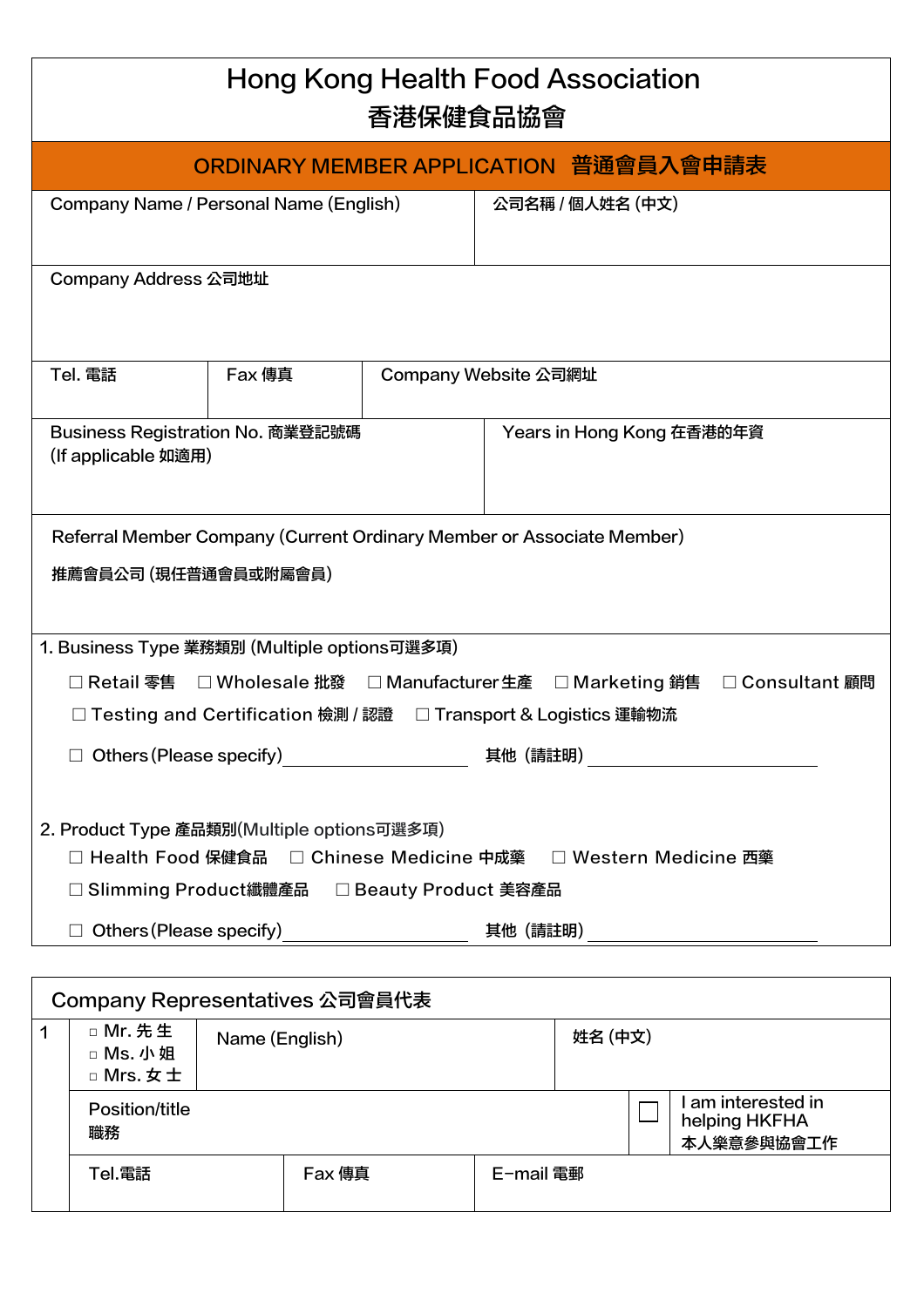# Hong Kong Health Food Association
# 香港保健食品協會

## ORDINARY MEMBER APPLICATION 普通會員入會申請表

| Company Name / Personal Name (English) | 公司名稱 / 個人姓名 (中文) |
|---|---|
| | |

| Company Address 公司地址 |
|---|
| |

| Tel. 電話 | Fax 傳真 | Company Website 公司網址 |
|---|---|---|
| | | |

| Business Registration No. 商業登記號碼 (If applicable 如適用) | Years in Hong Kong 在香港的年資 |
|---|---|
| | |

| Referral Member Company (Current Ordinary Member or Associate Member) 推薦會員公司 (現任普通會員或附屬會員) |
|---|
| |

1. Business Type 業務類別 (Multiple options可選多項)

☐ Retail 零售　☐ Wholesale 批發　☐ Manufacturer 生產　☐ Marketing 銷售　☐ Consultant 顧問

☐ Testing and Certification 檢測 / 認證　☐ Transport & Logistics 運輸物流

☐ Others (Please specify) ____________________ 其他 (請註明) ____________________

2. Product Type 產品類別(Multiple options可選多項)

☐ Health Food 保健食品　☐ Chinese Medicine 中成藥　☐ Western Medicine 西藥

☐ Slimming Product纖體產品　☐ Beauty Product 美容產品

☐ Others (Please specify) ____________________ 其他 (請註明) ____________________

## Company Representatives 公司會員代表

| 1 | □ Mr. 先生<br>□ Ms. 小姐<br>□ Mrs. 女士 | Name (English) | | 姓名 (中文) | |
|---|---|---|---|---|---|
| | Position/title 職務 | | | ☐ | I am interested in helping HKFHA 本人樂意參與協會工作 |
| | Tel.電話 | Fax 傳真 | E-mail 電郵 | | |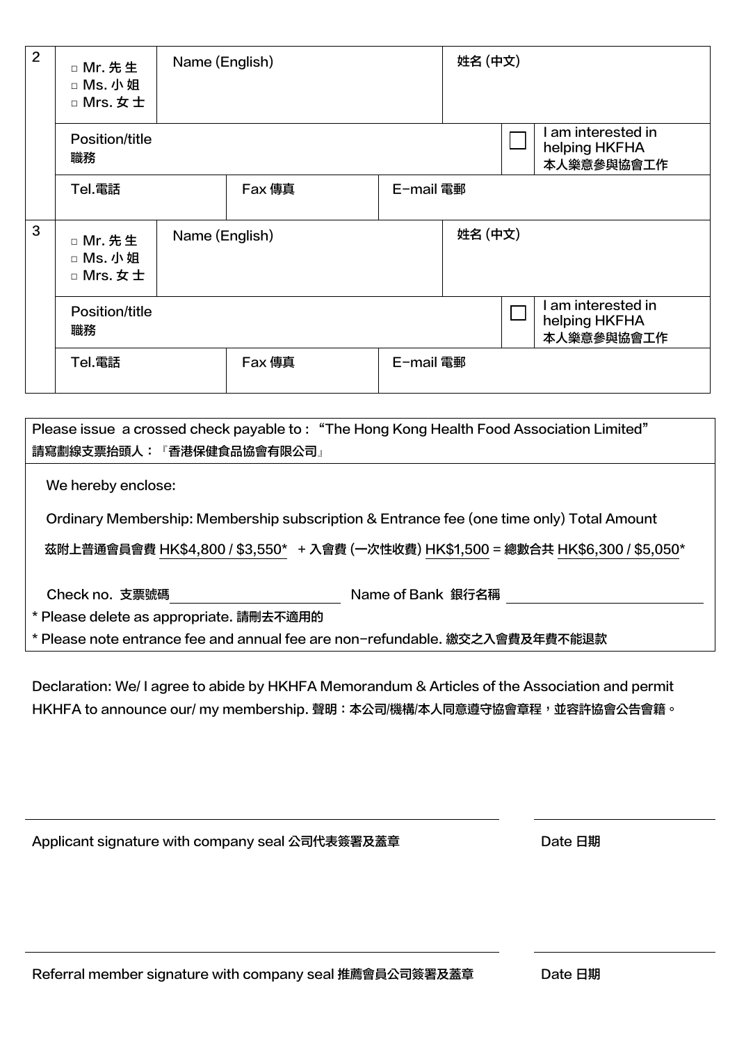| 2 | □ Mr. 先生<br>□ Ms. 小姐<br>□ Mrs. 女士 | Name (English) | | 姓名 (中文) | |
|---|---|---|---|---|---|
| | Position/title 職務 | | | ☐ | I am interested in helping HKFHA 本人樂意參與協會工作 |
| | Tel.電話 | Fax 傳真 | E-mail 電郵 | | |
| 3 | □ Mr. 先生<br>□ Ms. 小姐<br>□ Mrs. 女士 | Name (English) | | 姓名 (中文) | |
| | Position/title 職務 | | | ☐ | I am interested in helping HKFHA 本人樂意參與協會工作 |
| | Tel.電話 | Fax 傳真 | E-mail 電郵 | | |

Please issue a crossed check payable to : "The Hong Kong Health Food Association Limited"
請寫劃線支票抬頭人：『香港保健食品協會有限公司』

We hereby enclose:

Ordinary Membership: Membership subscription & Entrance fee (one time only) Total Amount

茲附上普通會員會費 HK$4,800 / $3,550* + 入會費 (一次性收費) HK$1,500 = 總數合共 HK$6,300 / $5,050*

Check no. 支票號碼 ____________________ Name of Bank 銀行名稱 ____________________

* Please delete as appropriate. 請刪去不適用的
* Please note entrance fee and annual fee are non-refundable. 繳交之入會費及年費不能退款

Declaration: We/ I agree to abide by HKHFA Memorandum & Articles of the Association and permit HKHFA to announce our/ my membership. 聲明：本公司/機構/本人同意遵守協會章程，並容許協會公告會籍。

____________________________________________ ____________________

Applicant signature with company seal 公司代表簽署及蓋章 Date 日期

____________________________________________ ____________________

Referral member signature with company seal 推薦會員公司簽署及蓋章 Date 日期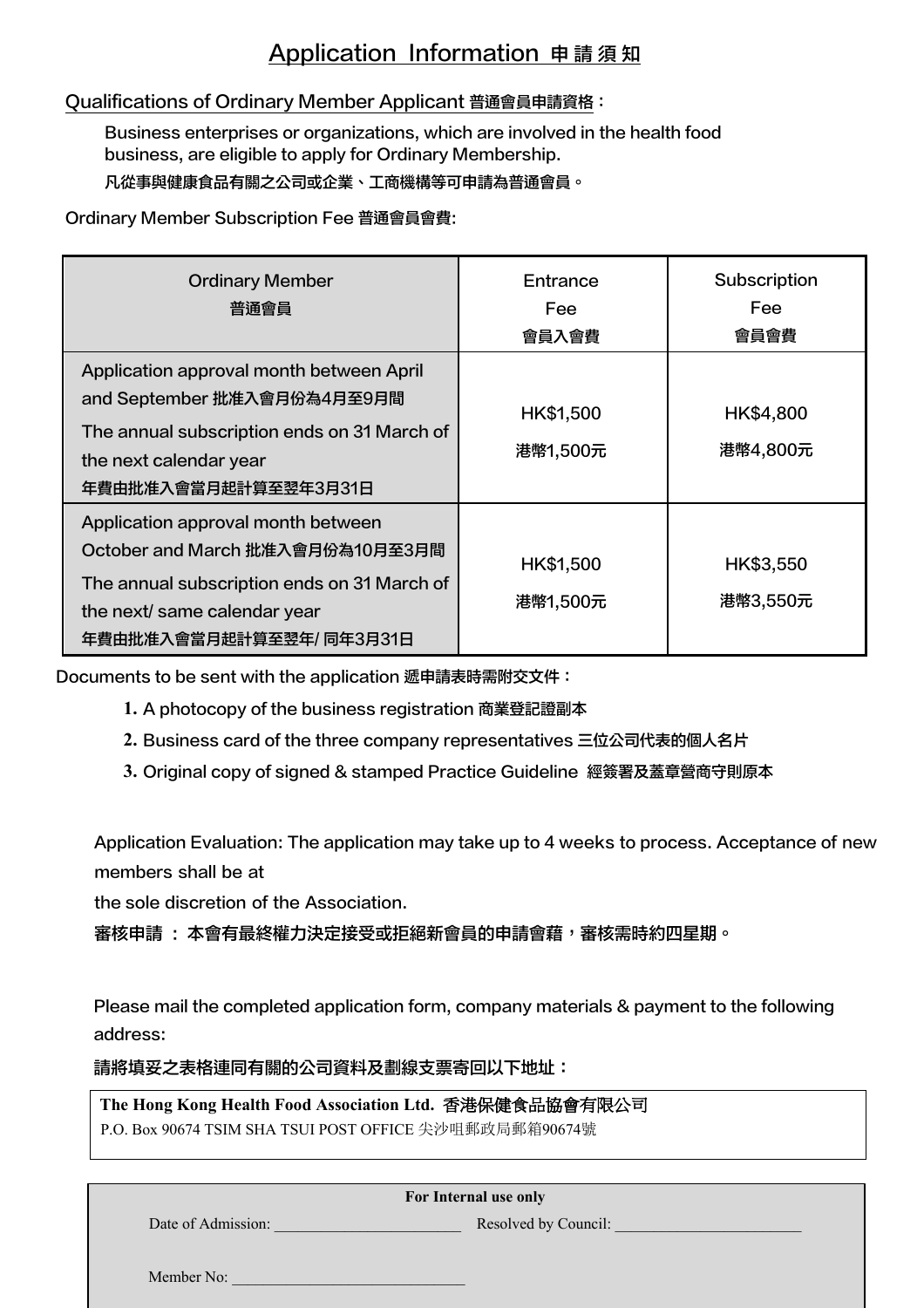# Application Information 申請須知

## Qualifications of Ordinary Member Applicant 普通會員申請資格：

Business enterprises or organizations, which are involved in the health food business, are eligible to apply for Ordinary Membership.

**凡從事與健康食品有關之公司或企業、工商機構等可申請為普通會員。**

Ordinary Member Subscription Fee 普通會員會費:

| Ordinary Member<br>普通會員 | Entrance Fee<br>會員入會費 | Subscription Fee<br>會員會費 |
|---|---|---|
| Application approval month between April and September 批准入會月份為4月至9月間<br>The annual subscription ends on 31 March of the next calendar year<br>年費由批准入會當月起計算至翌年3月31日 | HK$1,500<br>港幣1,500元 | HK$4,800<br>港幣4,800元 |
| Application approval month between October and March 批准入會月份為10月至3月間<br>The annual subscription ends on 31 March of the next/ same calendar year<br>年費由批准入會當月起計算至翌年/ 同年3月31日 | HK$1,500<br>港幣1,500元 | HK$3,550<br>港幣3,550元 |

Documents to be sent with the application 遞申請表時需附交文件：

1. A photocopy of the business registration 商業登記證副本
2. Business card of the three company representatives 三位公司代表的個人名片
3. Original copy of signed & stamped Practice Guideline 經簽署及蓋章營商守則原本

Application Evaluation: The application may take up to 4 weeks to process. Acceptance of new members shall be at the sole discretion of the Association.

**審核申請 ： 本會有最終權力決定接受或拒絕新會員的申請會藉，審核需時約四星期。**

Please mail the completed application form, company materials & payment to the following address:

**請將填妥之表格連同有關的公司資料及劃線支票寄回以下地址：**

**The Hong Kong Health Food Association Ltd.** 香港保健食品協會有限公司
P.O. Box 90674 TSIM SHA TSUI POST OFFICE 尖沙咀郵政局郵箱90674號

**For Internal use only**

Date of Admission: ________________________ Resolved by Council: ________________________

Member No: ____________________________